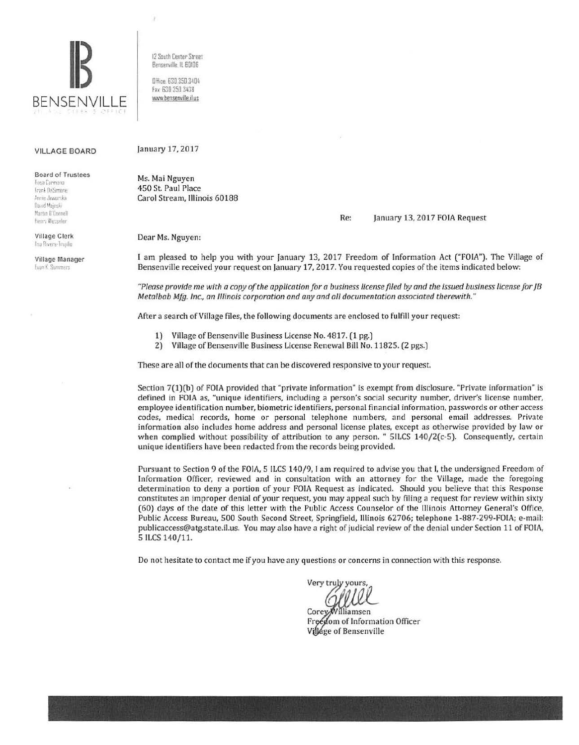# BENSENVILLE

VILLAGE CLERK'S OFFICE

12 South Center Street
Bensenville, IL 60106

Office: 630.350.3404
Fax: 630.350.3438
www.bensenville.il.us

**VILLAGE BOARD**

**Board of Trustees**
Rosa Carmona
Frank DeSimone
Annie Jaworska
David Majeski
Martin O'Connell
Henry Wesseler

**Village Clerk**
Ilsa Rivera-Trujillo

**Village Manager**
Evan K. Summers

January 17, 2017

Ms. Mai Nguyen
450 St. Paul Place
Carol Stream, Illinois 60188

Re: January 13, 2017 FOIA Request

Dear Ms. Nguyen:

I am pleased to help you with your January 13, 2017 Freedom of Information Act ("FOIA"). The Village of Bensenville received your request on January 17, 2017. You requested copies of the items indicated below:

*"Please provide me with a copy of the application for a business license filed by and the issued business license for JB Metalbab Mfg. Inc., an Illinois corporation and any and all documentation associated therewith."*

After a search of Village files, the following documents are enclosed to fulfill your request:

1) Village of Bensenville Business License No. 4817. (1 pg.)
2) Village of Bensenville Business License Renewal Bill No. 11825. (2 pgs.)

These are all of the documents that can be discovered responsive to your request.

Section 7(1)(b) of FOIA provided that "private information" is exempt from disclosure. "Private information" is defined in FOIA as, "unique identifiers, including a person's social security number, driver's license number, employee identification number, biometric identifiers, personal financial information, passwords or other access codes, medical records, home or personal telephone numbers, and personal email addresses. Private information also includes home address and personal license plates, except as otherwise provided by law or when complied without possibility of attribution to any person. " 5ILCS 140/2(c-5). Consequently, certain unique identifiers have been redacted from the records being provided.

Pursuant to Section 9 of the FOIA, 5 ILCS 140/9, I am required to advise you that I, the undersigned Freedom of Information Officer, reviewed and in consultation with an attorney for the Village, made the foregoing determination to deny a portion of your FOIA Request as indicated. Should you believe that this Response constitutes an improper denial of your request, you may appeal such by filing a request for review within sixty (60) days of the date of this letter with the Public Access Counselor of the Illinois Attorney General's Office, Public Access Bureau, 500 South Second Street, Springfield, Illinois 62706; telephone 1-887-299-FOIA; e-mail: publicaccess@atg.state.il.us. You may also have a right of judicial review of the denial under Section 11 of FOIA, 5 ILCS 140/11.

Do not hesitate to contact me if you have any questions or concerns in connection with this response.

Very truly yours,

Corey Williamsen
Freedom of Information Officer
Village of Bensenville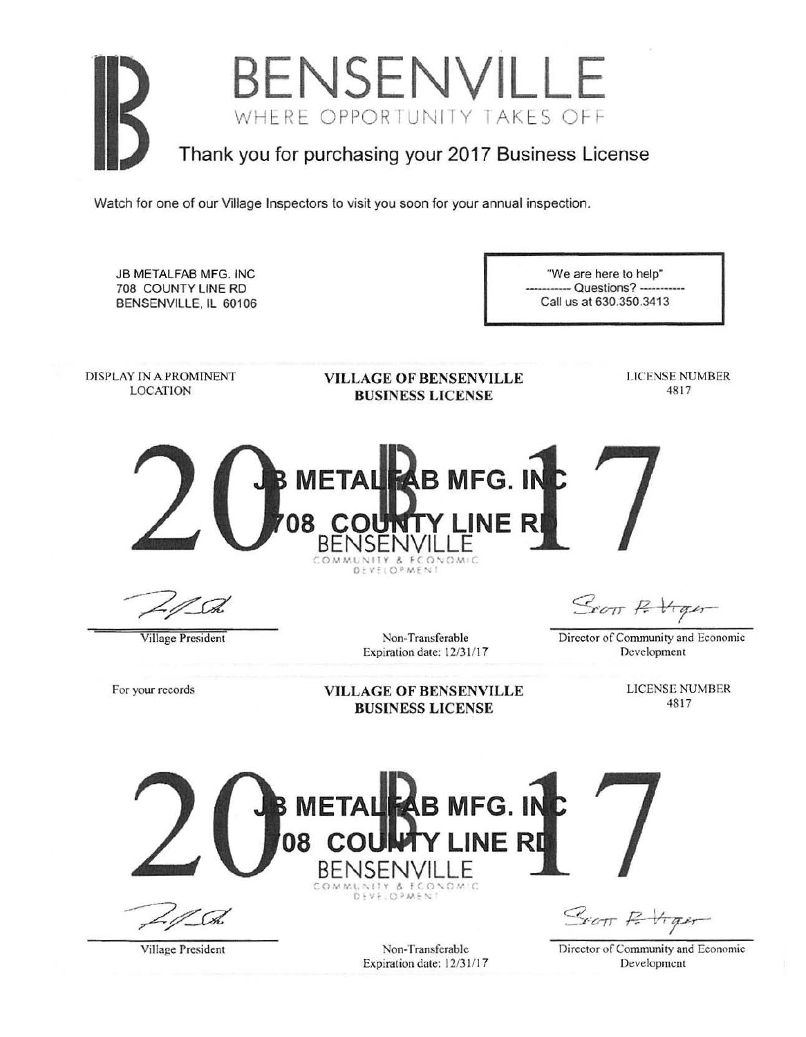# BENSENVILLE

WHERE OPPORTUNITY TAKES OFF

## Thank you for purchasing your 2017 Business License

Watch for one of our Village Inspectors to visit you soon for your annual inspection.

JB METALFAB MFG. INC
708 COUNTY LINE RD
BENSENVILLE, IL 60106

"We are here to help"
----------- Questions? -----------
Call us at 630.350.3413

---

DISPLAY IN A PROMINENT LOCATION

**VILLAGE OF BENSENVILLE BUSINESS LICENSE**

LICENSE NUMBER
4817

**2017**

**JB METALFAB MFG. INC**
**708 COUNTY LINE RD**

BENSENVILLE
COMMUNITY & ECONOMIC DEVELOPMENT

Village President

Non-Transferable
Expiration date: 12/31/17

Scott R. Viger
Director of Community and Economic Development

---

For your records

**VILLAGE OF BENSENVILLE BUSINESS LICENSE**

LICENSE NUMBER
4817

**2017**

**JB METALFAB MFG. INC**
**708 COUNTY LINE RD**

BENSENVILLE
COMMUNITY & ECONOMIC DEVELOPMENT

Village President

Non-Transferable
Expiration date: 12/31/17

Scott R. Viger
Director of Community and Economic Development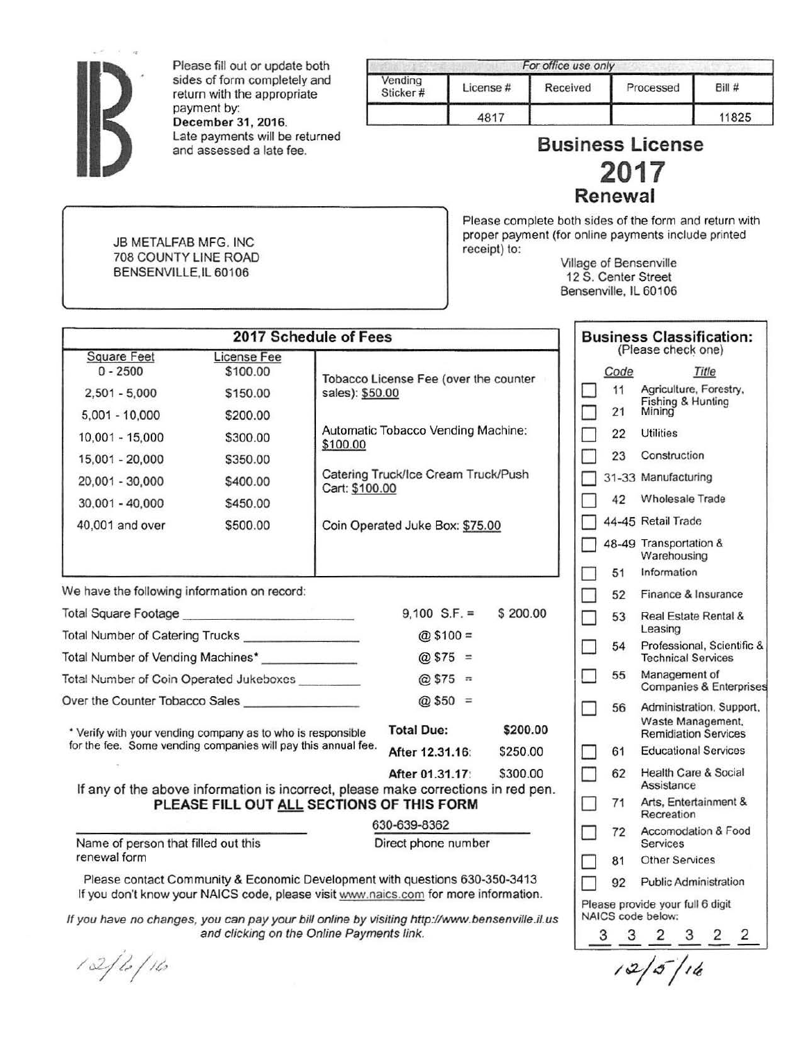Please fill out or update both sides of form completely and return with the appropriate payment by:
**December 31, 2016.**
Late payments will be returned and assessed a late fee.

| *For office use only* | | | | |
|---|---|---|---|---|
| Vending Sticker # | License # | Received | Processed | Bill # |
| | 4817 | | | 11825 |

# Business License 2017 Renewal

JB METALFAB MFG. INC
708 COUNTY LINE ROAD
BENSENVILLE, IL 60106

Please complete both sides of the form and return with proper payment (for online payments include printed receipt) to:

Village of Bensenville
12 S. Center Street
Bensenville, IL 60106

## 2017 Schedule of Fees

| Square Feet | License Fee | |
|---|---|---|
| 0 - 2500 | $100.00 | Tobacco License Fee (over the counter sales): $50.00 |
| 2,501 - 5,000 | $150.00 | |
| 5,001 - 10,000 | $200.00 | Automatic Tobacco Vending Machine: $100.00 |
| 10,001 - 15,000 | $300.00 | |
| 15,001 - 20,000 | $350.00 | Catering Truck/Ice Cream Truck/Push Cart: $100.00 |
| 20,001 - 30,000 | $400.00 | |
| 30,001 - 40,000 | $450.00 | |
| 40,001 and over | $500.00 | Coin Operated Juke Box: $75.00 |

We have the following information on record:

| | | |
|---|---|---|
| Total Square Footage ______ | 9,100 S.F. = | $ 200.00 |
| Total Number of Catering Trucks ______ | @ $100 = | |
| Total Number of Vending Machines* ______ | @ $75 = | |
| Total Number of Coin Operated Jukeboxes ______ | @ $75 = | |
| Over the Counter Tobacco Sales ______ | @ $50 = | |
| | **Total Due:** | **$200.00** |
| | After 12.31.16: | $250.00 |
| | After 01.31.17: | $300.00 |

\* Verify with your vending company as to who is responsible for the fee. Some vending companies will pay this annual fee.

If any of the above information is incorrect, please make corrections in red pen.
**PLEASE FILL OUT ALL SECTIONS OF THIS FORM**

______________________ Name of person that filled out this renewal form

630-639-8362 Direct phone number

Please contact Community & Economic Development with questions 630-350-3413
If you don't know your NAICS code, please visit www.naics.com for more information.

*If you have no changes, you can pay your bill online by visiting http://www.bensenville.il.us and clicking on the Online Payments link.*

12/6/16

## Business Classification:
(Please check one)

| | Code | Title |
|---|---|---|
| ☐ | 11 | Agriculture, Forestry, Fishing & Hunting |
| ☐ | 21 | Mining |
| ☐ | 22 | Utilities |
| ☐ | 23 | Construction |
| ☐ | 31-33 | Manufacturing |
| ☐ | 42 | Wholesale Trade |
| ☐ | 44-45 | Retail Trade |
| ☐ | 48-49 | Transportation & Warehousing |
| ☐ | 51 | Information |
| ☐ | 52 | Finance & Insurance |
| ☐ | 53 | Real Estate Rental & Leasing |
| ☐ | 54 | Professional, Scientific & Technical Services |
| ☐ | 55 | Management of Companies & Enterprises |
| ☐ | 56 | Administration, Support, Waste Management, Remidiation Services |
| ☐ | 61 | Educational Services |
| ☐ | 62 | Health Care & Social Assistance |
| ☐ | 71 | Arts, Entertainment & Recreation |
| ☐ | 72 | Accomodation & Food Services |
| ☐ | 81 | Other Services |
| ☐ | 92 | Public Administration |

Please provide your full 6 digit NAICS code below:
3 3 2 3 2 2

12/5/16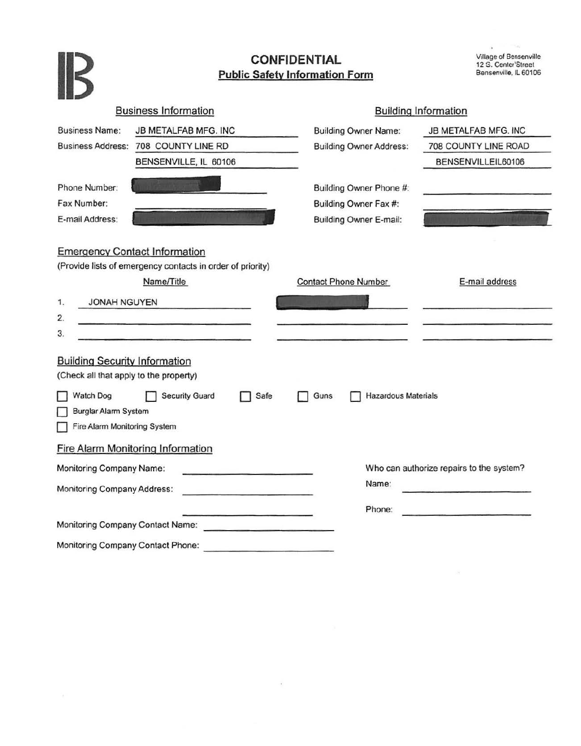# CONFIDENTIAL

## Public Safety Information Form

Village of Bensenville
12 S. Center Street
Bensenville, IL 60106

| Business Information | | Building Information | |
|---|---|---|---|
| Business Name: | JB METALFAB MFG. INC | Building Owner Name: | JB METALFAB MFG. INC |
| Business Address: | 708 COUNTY LINE RD<br>BENSENVILLE, IL 60106 | Building Owner Address: | 708 COUNTY LINE ROAD<br>BENSENVILLEIL60106 |
| Phone Number: | [REDACTED] | Building Owner Phone #: | |
| Fax Number: | | Building Owner Fax #: | |
| E-mail Address: | [REDACTED] | Building Owner E-mail: | [REDACTED] |

### Emergency Contact Information

(Provide lists of emergency contacts in order of priority)

| | Name/Title | Contact Phone Number | E-mail address |
|---|---|---|---|
| 1. | JONAH NGUYEN | [REDACTED] | |
| 2. | | | |
| 3. | | | |

### Building Security Information

(Check all that apply to the property)

- [ ] Watch Dog
- [ ] Security Guard
- [ ] Safe
- [ ] Guns
- [ ] Hazardous Materials
- [ ] Burglar Alarm System
- [ ] Fire Alarm Monitoring System

### Fire Alarm Monitoring Information

Monitoring Company Name: ______________________

Monitoring Company Address: ______________________

Monitoring Company Contact Name: ______________________

Monitoring Company Contact Phone: ______________________

Who can authorize repairs to the system?

Name: ______________________

Phone: ______________________